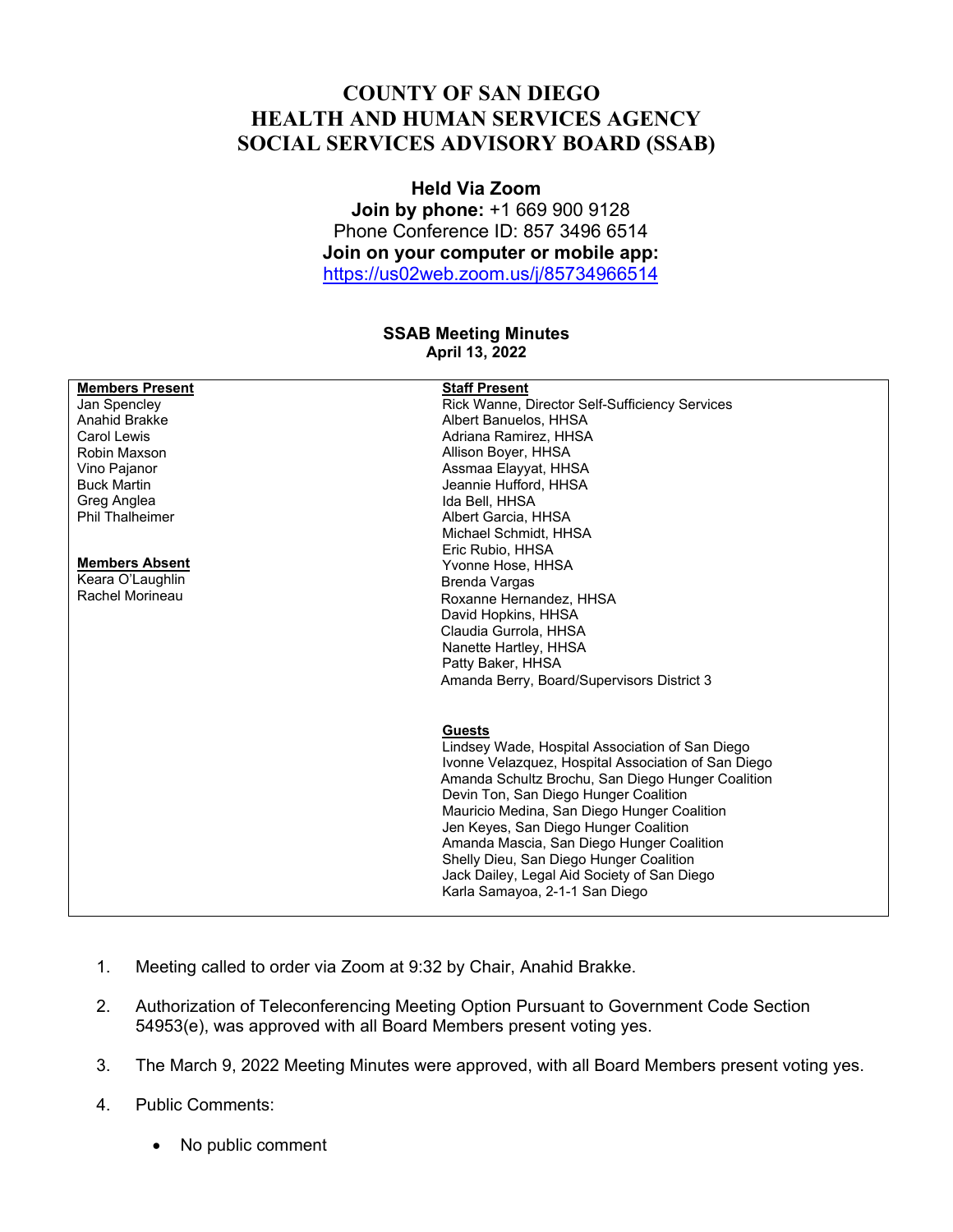# COUNTY OF SAN DIEGO
# HEALTH AND HUMAN SERVICES AGENCY
# SOCIAL SERVICES ADVISORY BOARD (SSAB)

**Held Via Zoom**
**Join by phone:** +1 669 900 9128
Phone Conference ID: 857 3496 6514
**Join on your computer or mobile app:**
https://us02web.zoom.us/j/85734966514

## SSAB Meeting Minutes
**April 13, 2022**

| **Members Present** | **Staff Present** |
|---|---|
| Jan Spencley | Rick Wanne, Director Self-Sufficiency Services |
| Anahid Brakke | Albert Banuelos, HHSA |
| Carol Lewis | Adriana Ramirez, HHSA |
| Robin Maxson | Allison Boyer, HHSA |
| Vino Pajanor | Assmaa Elayyat, HHSA |
| Buck Martin | Jeannie Hufford, HHSA |
| Greg Anglea | Ida Bell, HHSA |
| Phil Thalheimer | Albert Garcia, HHSA |
| | Michael Schmidt, HHSA |
| | Eric Rubio, HHSA |
| **Members Absent** | Yvonne Hose, HHSA |
| Keara O'Laughlin | Brenda Vargas |
| Rachel Morineau | Roxanne Hernandez, HHSA |
| | David Hopkins, HHSA |
| | Claudia Gurrola, HHSA |
| | Nanette Hartley, HHSA |
| | Patty Baker, HHSA |
| | Amanda Berry, Board/Supervisors District 3 |
| | |
| | **Guests** |
| | Lindsey Wade, Hospital Association of San Diego |
| | Ivonne Velazquez, Hospital Association of San Diego |
| | Amanda Schultz Brochu, San Diego Hunger Coalition |
| | Devin Ton, San Diego Hunger Coalition |
| | Mauricio Medina, San Diego Hunger Coalition |
| | Jen Keyes, San Diego Hunger Coalition |
| | Amanda Mascia, San Diego Hunger Coalition |
| | Shelly Dieu, San Diego Hunger Coalition |
| | Jack Dailey, Legal Aid Society of San Diego |
| | Karla Samayoa, 2-1-1 San Diego |

1. Meeting called to order via Zoom at 9:32 by Chair, Anahid Brakke.

2. Authorization of Teleconferencing Meeting Option Pursuant to Government Code Section 54953(e), was approved with all Board Members present voting yes.

3. The March 9, 2022 Meeting Minutes were approved, with all Board Members present voting yes.

4. Public Comments:

   - No public comment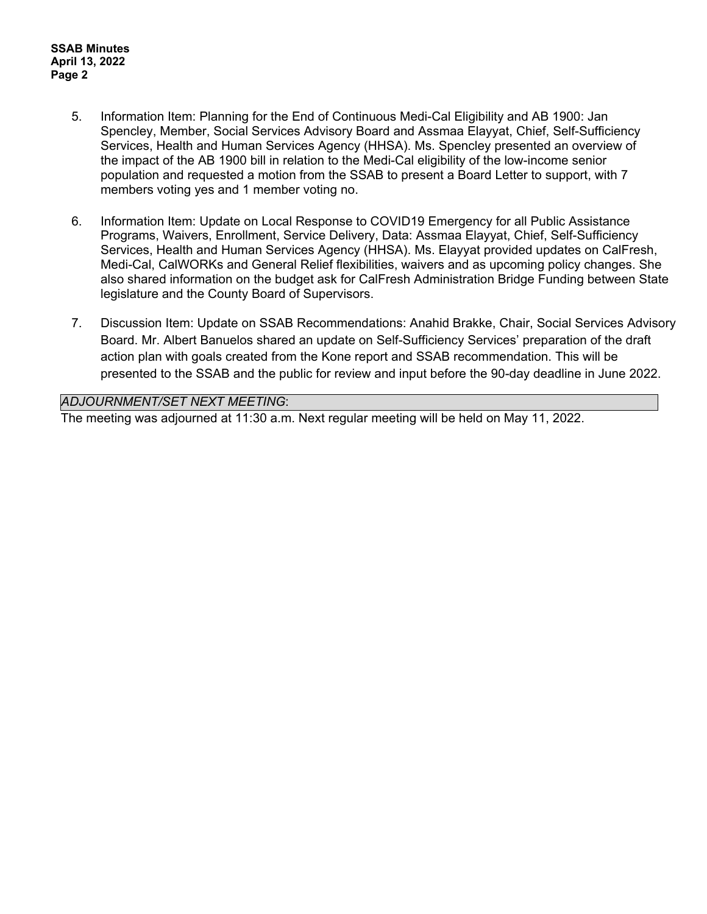5. Information Item: Planning for the End of Continuous Medi-Cal Eligibility and AB 1900: Jan Spencley, Member, Social Services Advisory Board and Assmaa Elayyat, Chief, Self-Sufficiency Services, Health and Human Services Agency (HHSA). Ms. Spencley presented an overview of the impact of the AB 1900 bill in relation to the Medi-Cal eligibility of the low-income senior population and requested a motion from the SSAB to present a Board Letter to support, with 7 members voting yes and 1 member voting no.

6. Information Item: Update on Local Response to COVID19 Emergency for all Public Assistance Programs, Waivers, Enrollment, Service Delivery, Data: Assmaa Elayyat, Chief, Self-Sufficiency Services, Health and Human Services Agency (HHSA). Ms. Elayyat provided updates on CalFresh, Medi-Cal, CalWORKs and General Relief flexibilities, waivers and as upcoming policy changes. She also shared information on the budget ask for CalFresh Administration Bridge Funding between State legislature and the County Board of Supervisors.

7. Discussion Item: Update on SSAB Recommendations: Anahid Brakke, Chair, Social Services Advisory Board. Mr. Albert Banuelos shared an update on Self-Sufficiency Services' preparation of the draft action plan with goals created from the Kone report and SSAB recommendation. This will be presented to the SSAB and the public for review and input before the 90-day deadline in June 2022.

*ADJOURNMENT/SET NEXT MEETING*:

The meeting was adjourned at 11:30 a.m. Next regular meeting will be held on May 11, 2022.